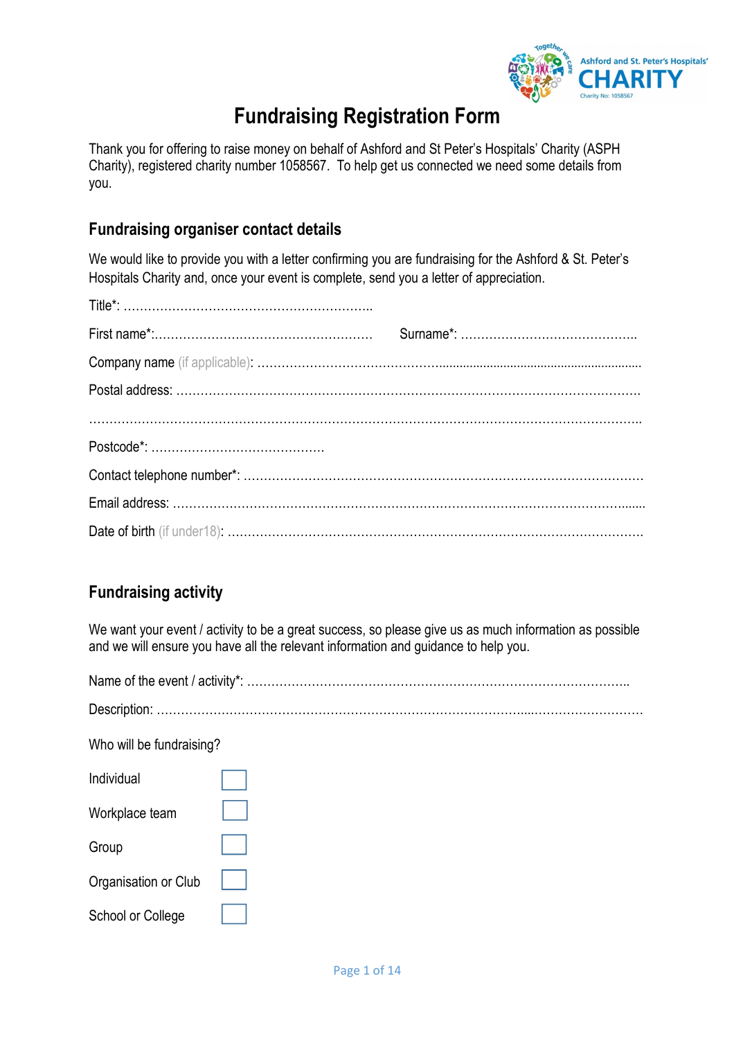Ashford and St. Peter's Hospitals' CHARITY

Charity No: 1058567

# Fundraising Registration Form

Thank you for offering to raise money on behalf of Ashford and St Peter's Hospitals' Charity (ASPH Charity), registered charity number 1058567. To help get us connected we need some details from you.

## Fundraising organiser contact details

We would like to provide you with a letter confirming you are fundraising for the Ashford & St. Peter's Hospitals Charity and, once your event is complete, send you a letter of appreciation.

Title*: ……………………………………………………..

First name*:……………………………………………… Surname*: ……………………………………..

Company name (if applicable): ……………………………………………………………………………

Postal address: …………………………………………………………………………………………….

……………………………………………………………………………………………………………….

Postcode*: ……………………………………

Contact telephone number*: ……………………………………………………………………………

Email address: ………………………………………………………………………………………......

Date of birth (if under18): ………………………………………………………………………………

## Fundraising activity

We want your event / activity to be a great success, so please give us as much information as possible and we will ensure you have all the relevant information and guidance to help you.

Name of the event / activity*: ……………………………………………………………………………..

Description: …………………………………………………………………………………………………

Who will be fundraising?

Individual ☐

Workplace team ☐

Group ☐

Organisation or Club ☐

School or College ☐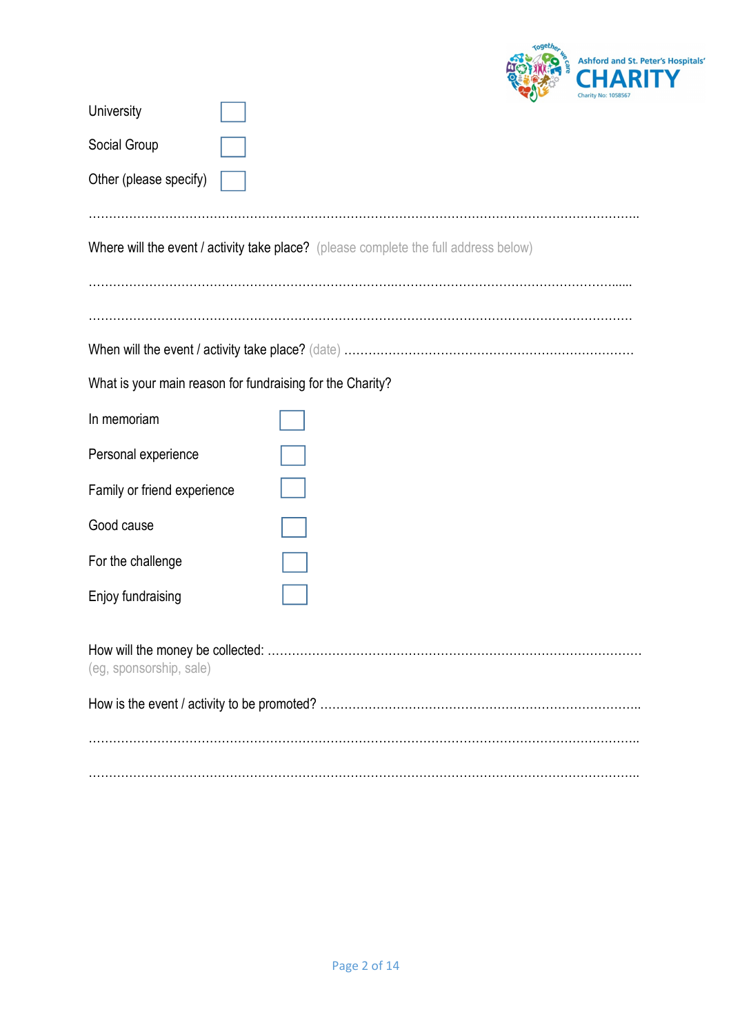University ☐

Social Group ☐

Other (please specify) ☐

………………………………………………………………………………………………………………………………..

Where will the event / activity take place? (please complete the full address below)

……………………………………………………………………………………………………………………......

……………………………………………………………………………………………………………………….

When will the event / activity take place? (date) ………………………………………………………………

What is your main reason for fundraising for the Charity?

In memoriam ☐

Personal experience ☐

Family or friend experience ☐

Good cause ☐

For the challenge ☐

Enjoy fundraising ☐

How will the money be collected: ……………………………………………………………………………………
(eg, sponsorship, sale)

How is the event / activity to be promoted? ……………………………………………………………………..

………………………………………………………………………………………………………………………………..

………………………………………………………………………………………………………………………………..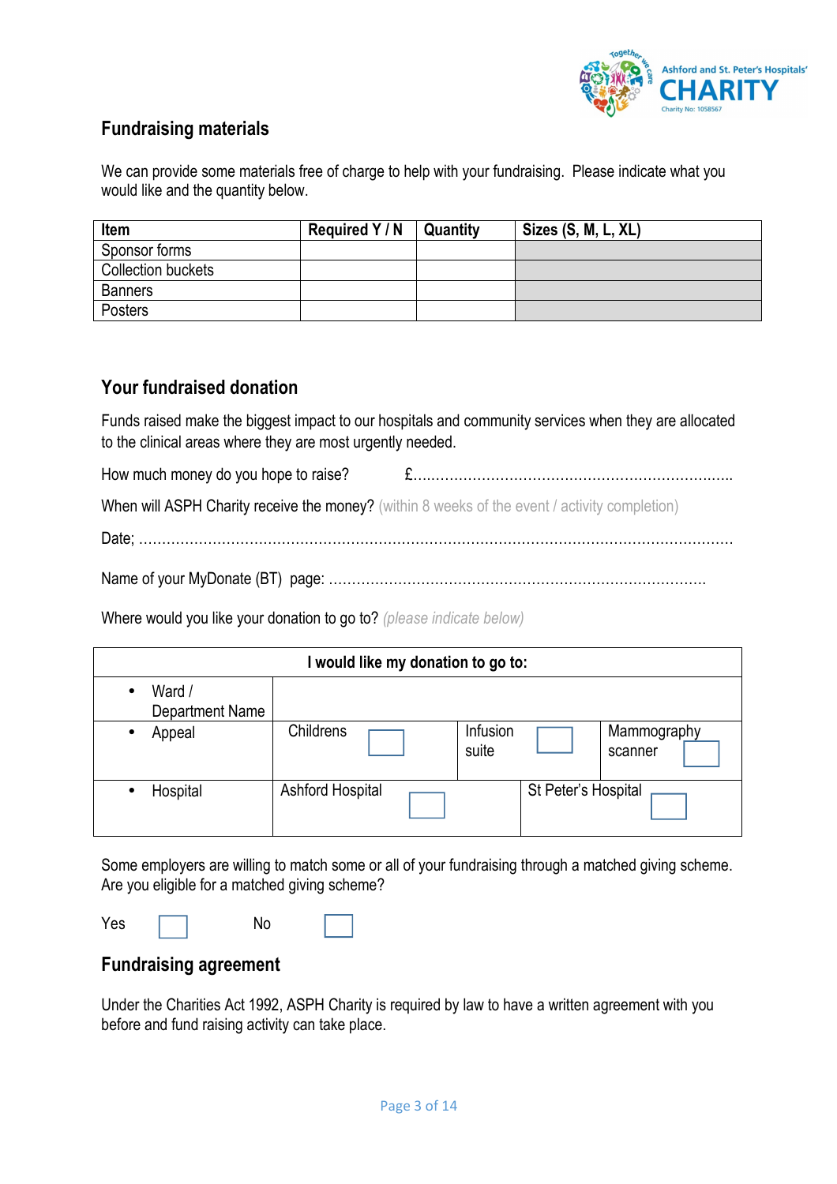## Fundraising materials

We can provide some materials free of charge to help with your fundraising. Please indicate what you would like and the quantity below.

| Item | Required Y / N | Quantity | Sizes (S, M, L, XL) |
|---|---|---|---|
| Sponsor forms | | | |
| Collection buckets | | | |
| Banners | | | |
| Posters | | | |

## Your fundraised donation

Funds raised make the biggest impact to our hospitals and community services when they are allocated to the clinical areas where they are most urgently needed.

How much money do you hope to raise? £…………………………………………………………..

When will ASPH Charity receive the money? (within 8 weeks of the event / activity completion)

Date; ……………………………………………………………………………………………………………

Name of your MyDonate (BT) page: ………………………………………………………………………

Where would you like your donation to go to? *(please indicate below)*

| I would like my donation to go to: | | | |
|---|---|---|---|
| • Ward / Department Name | | | |
| • Appeal | Childrens ☐ | Infusion suite ☐ | Mammography scanner ☐ |
| • Hospital | Ashford Hospital ☐ | St Peter's Hospital ☐ | |

Some employers are willing to match some or all of your fundraising through a matched giving scheme. Are you eligible for a matched giving scheme?

Yes ☐ No ☐

## Fundraising agreement

Under the Charities Act 1992, ASPH Charity is required by law to have a written agreement with you before and fund raising activity can take place.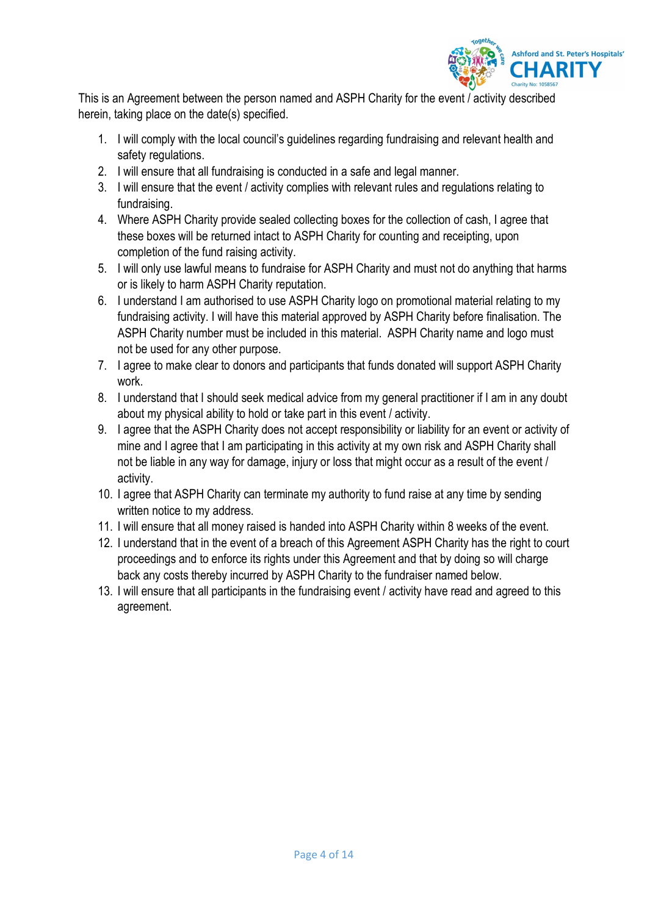This is an Agreement between the person named and ASPH Charity for the event / activity described herein, taking place on the date(s) specified.

1. I will comply with the local council's guidelines regarding fundraising and relevant health and safety regulations.
2. I will ensure that all fundraising is conducted in a safe and legal manner.
3. I will ensure that the event / activity complies with relevant rules and regulations relating to fundraising.
4. Where ASPH Charity provide sealed collecting boxes for the collection of cash, I agree that these boxes will be returned intact to ASPH Charity for counting and receipting, upon completion of the fund raising activity.
5. I will only use lawful means to fundraise for ASPH Charity and must not do anything that harms or is likely to harm ASPH Charity reputation.
6. I understand I am authorised to use ASPH Charity logo on promotional material relating to my fundraising activity. I will have this material approved by ASPH Charity before finalisation. The ASPH Charity number must be included in this material. ASPH Charity name and logo must not be used for any other purpose.
7. I agree to make clear to donors and participants that funds donated will support ASPH Charity work.
8. I understand that I should seek medical advice from my general practitioner if I am in any doubt about my physical ability to hold or take part in this event / activity.
9. I agree that the ASPH Charity does not accept responsibility or liability for an event or activity of mine and I agree that I am participating in this activity at my own risk and ASPH Charity shall not be liable in any way for damage, injury or loss that might occur as a result of the event / activity.
10. I agree that ASPH Charity can terminate my authority to fund raise at any time by sending written notice to my address.
11. I will ensure that all money raised is handed into ASPH Charity within 8 weeks of the event.
12. I understand that in the event of a breach of this Agreement ASPH Charity has the right to court proceedings and to enforce its rights under this Agreement and that by doing so will charge back any costs thereby incurred by ASPH Charity to the fundraiser named below.
13. I will ensure that all participants in the fundraising event / activity have read and agreed to this agreement.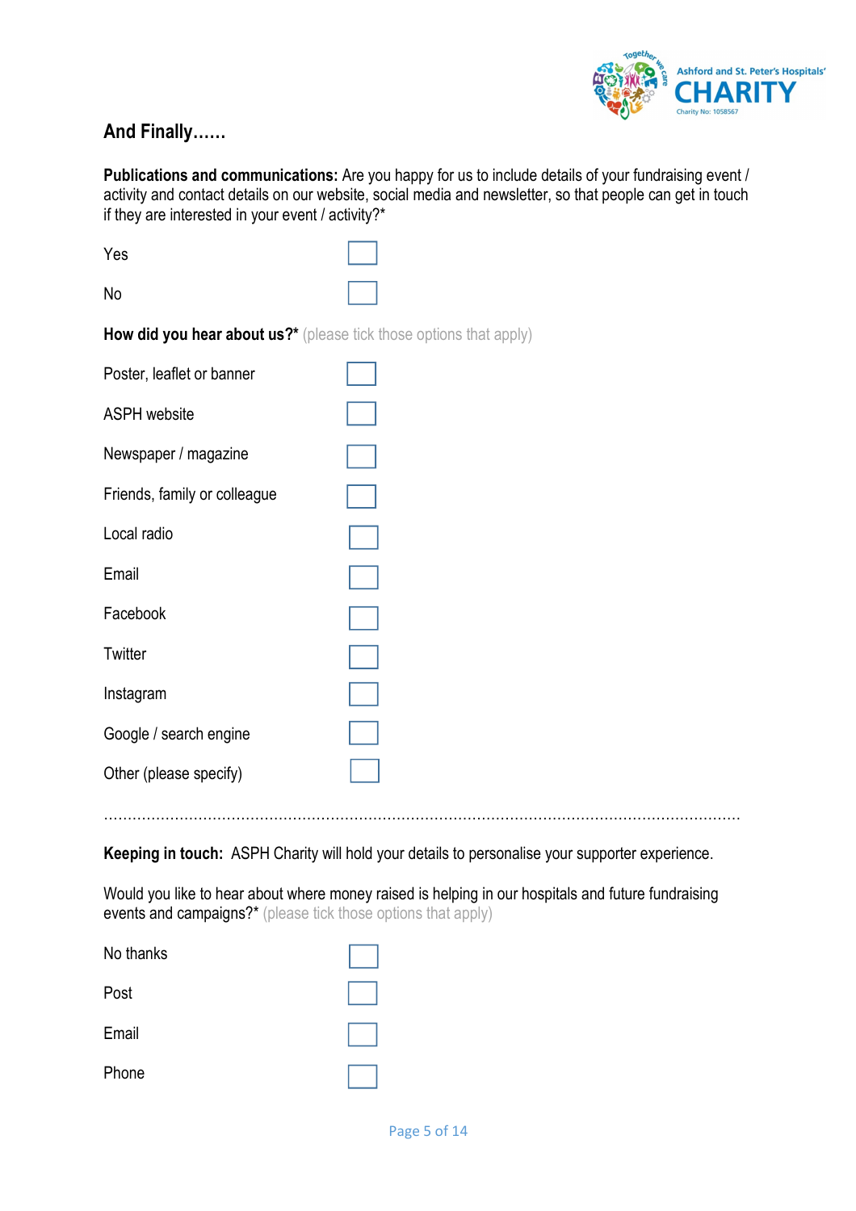## And Finally……

**Publications and communications:** Are you happy for us to include details of your fundraising event / activity and contact details on our website, social media and newsletter, so that people can get in touch if they are interested in your event / activity?*

- [ ] Yes
- [ ] No

**How did you hear about us?*** (please tick those options that apply)

- [ ] Poster, leaflet or banner
- [ ] ASPH website
- [ ] Newspaper / magazine
- [ ] Friends, family or colleague
- [ ] Local radio
- [ ] Email
- [ ] Facebook
- [ ] Twitter
- [ ] Instagram
- [ ] Google / search engine
- [ ] Other (please specify)

……………………………………………………………………………………………………………………

**Keeping in touch:** ASPH Charity will hold your details to personalise your supporter experience.

Would you like to hear about where money raised is helping in our hospitals and future fundraising events and campaigns?* (please tick those options that apply)

- [ ] No thanks
- [ ] Post
- [ ] Email
- [ ] Phone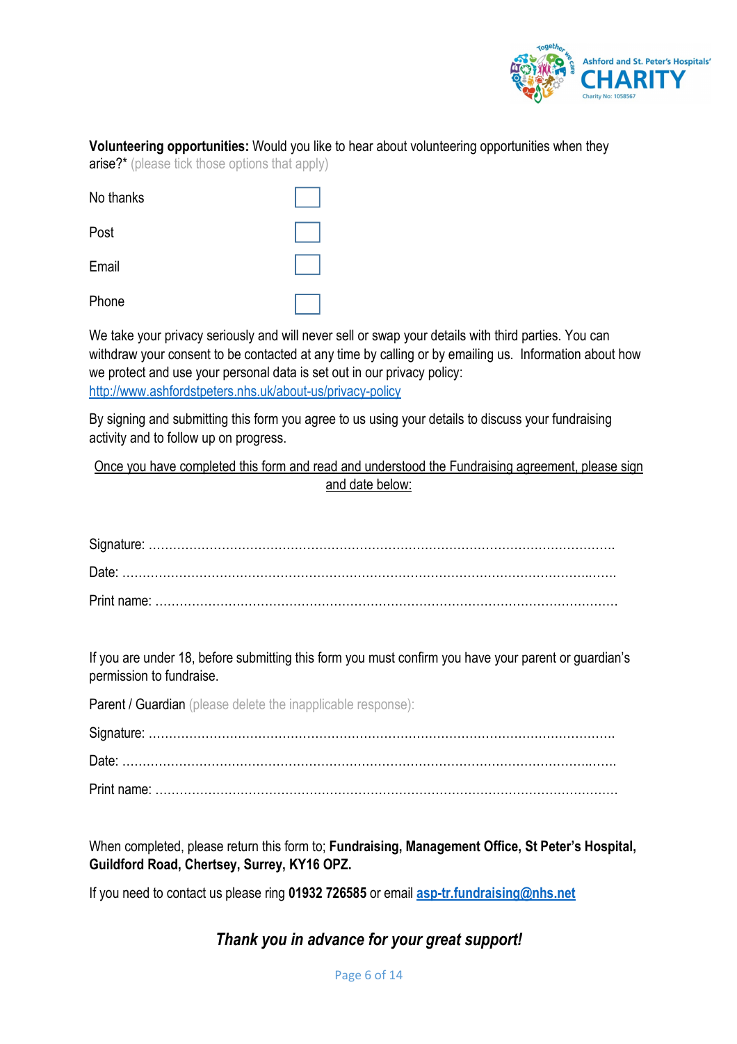**Volunteering opportunities:** Would you like to hear about volunteering opportunities when they arise?* (please tick those options that apply)

| | |
|---|---|
| No thanks | ☐ |
| Post | ☐ |
| Email | ☐ |
| Phone | ☐ |

We take your privacy seriously and will never sell or swap your details with third parties. You can withdraw your consent to be contacted at any time by calling or by emailing us. Information about how we protect and use your personal data is set out in our privacy policy: [http://www.ashfordstpeters.nhs.uk/about-us/privacy-policy](http://www.ashfordstpeters.nhs.uk/about-us/privacy-policy)

By signing and submitting this form you agree to us using your details to discuss your fundraising activity and to follow up on progress.

<u>Once you have completed this form and read and understood the Fundraising agreement, please sign and date below:</u>

Signature: ……………………………………………………………………………………………………….

Date: ……………………………………………………………………………………………………..…….

Print name: …………………………………………………………………………………………………….

If you are under 18, before submitting this form you must confirm you have your parent or guardian's permission to fundraise.

Parent / Guardian (please delete the inapplicable response):

Signature: ……………………………………………………………………………………………………….

Date: ……………………………………………………………………………………………………..…….

Print name: …………………………………………………………………………………………………….

When completed, please return this form to; **Fundraising, Management Office, St Peter's Hospital, Guildford Road, Chertsey, Surrey, KY16 OPZ.**

If you need to contact us please ring **01932 726585** or email **[asp-tr.fundraising@nhs.net](mailto:asp-tr.fundraising@nhs.net)**

***Thank you in advance for your great support!***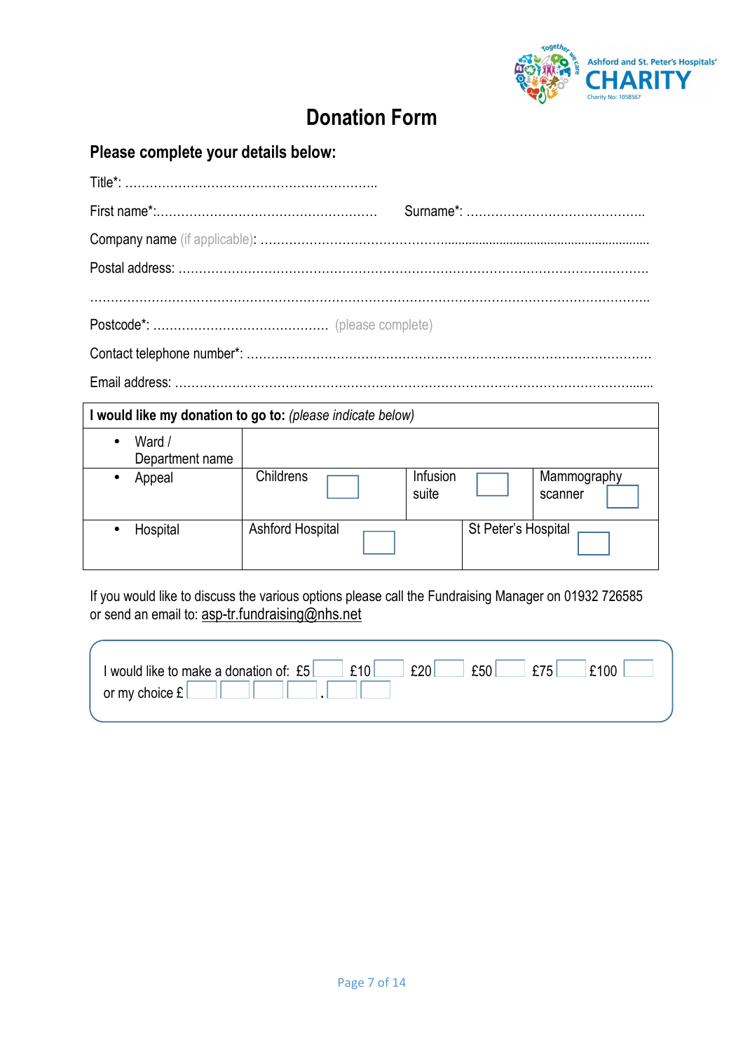Ashford and St. Peter's Hospitals' CHARITY
Charity No: 1058567

# Donation Form

## Please complete your details below:

Title*: …………………………………………………………..

First name*:……………………………………………………  Surname*: ………………………………………..

Company name (if applicable): ……………………………………………………………………………………

Postal address: ……………………………………………………………………………………………………

……………………………………………………………………………………………………………………

Postcode*: ……………………………………… (please complete)

Contact telephone number*: ………………………………………………………………………………………

Email address: ……………………………………………………………………………………………………

| **I would like my donation to go to:** *(please indicate below)* | | | |
|---|---|---|---|
| • Ward / Department name | | | |
| • Appeal | Childrens ☐ | Infusion suite ☐ | Mammography scanner ☐ |
| • Hospital | Ashford Hospital ☐ | St Peter's Hospital ☐ | |

If you would like to discuss the various options please call the Fundraising Manager on 01932 726585 or send an email to: asp-tr.fundraising@nhs.net

I would like to make a donation of: £5 ☐ £10 ☐ £20 ☐ £50 ☐ £75 ☐ £100 ☐
or my choice £ ☐☐☐☐.☐☐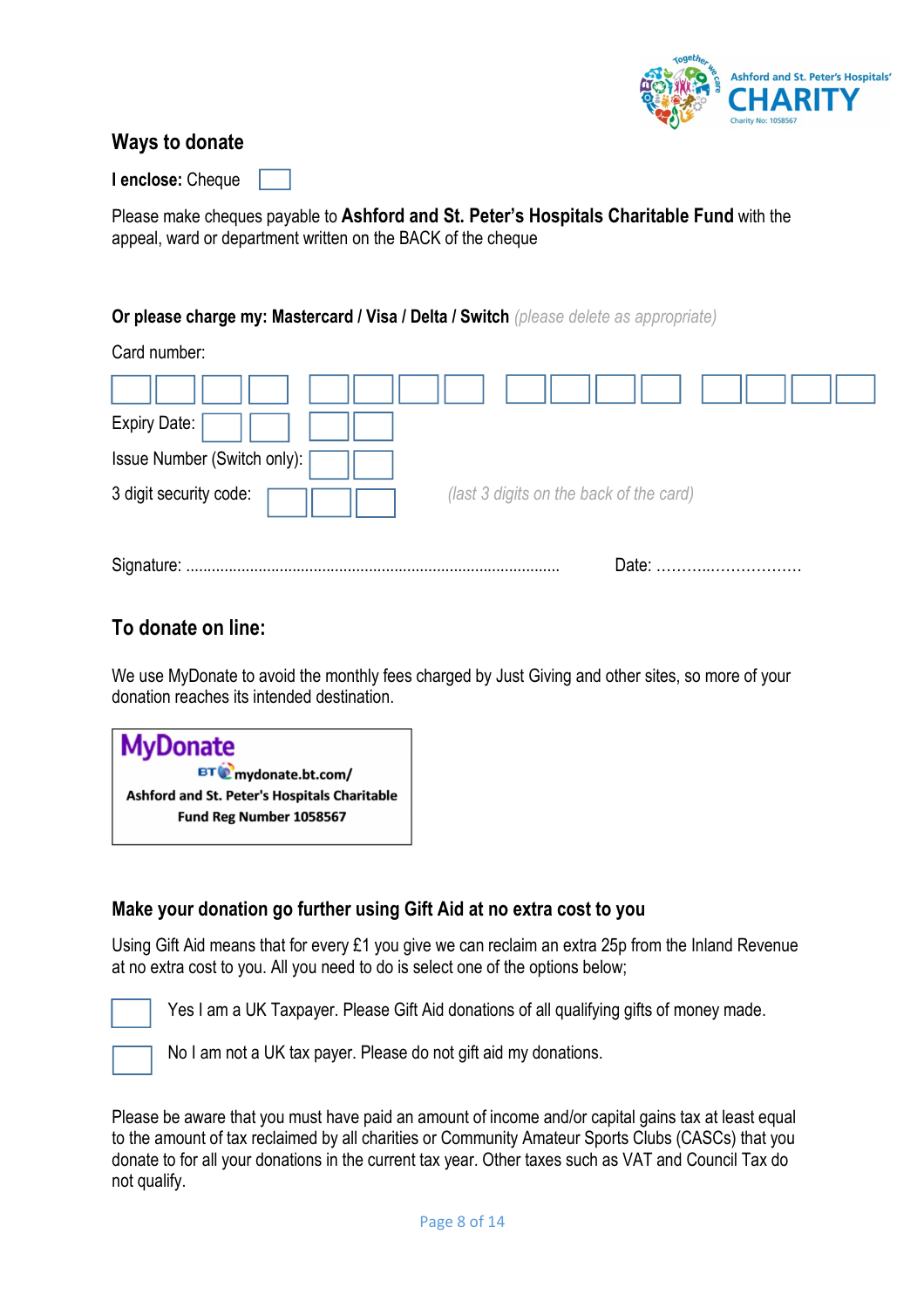Ashford and St. Peter's Hospitals' CHARITY
Charity No: 1058567

## Ways to donate

**I enclose:** Cheque ☐

Please make cheques payable to **Ashford and St. Peter's Hospitals Charitable Fund** with the appeal, ward or department written on the BACK of the cheque

**Or please charge my: Mastercard / Visa / Delta / Switch** *(please delete as appropriate)*

Card number: ☐☐☐☐ ☐☐☐☐ ☐☐☐☐ ☐☐☐☐

Expiry Date: ☐☐ ☐☐

Issue Number (Switch only): ☐☐

3 digit security code: ☐☐☐ *(last 3 digits on the back of the card)*

Signature: ....................................................................................... Date: ………..……………….

## To donate on line:

We use MyDonate to avoid the monthly fees charged by Just Giving and other sites, so more of your donation reaches its intended destination.

**MyDonate**
**BT mydonate.bt.com/**
**Ashford and St. Peter's Hospitals Charitable Fund Reg Number 1058567**

### Make your donation go further using Gift Aid at no extra cost to you

Using Gift Aid means that for every £1 you give we can reclaim an extra 25p from the Inland Revenue at no extra cost to you. All you need to do is select one of the options below;

☐ Yes I am a UK Taxpayer. Please Gift Aid donations of all qualifying gifts of money made.

☐ No I am not a UK tax payer. Please do not gift aid my donations.

Please be aware that you must have paid an amount of income and/or capital gains tax at least equal to the amount of tax reclaimed by all charities or Community Amateur Sports Clubs (CASCs) that you donate to for all your donations in the current tax year. Other taxes such as VAT and Council Tax do not qualify.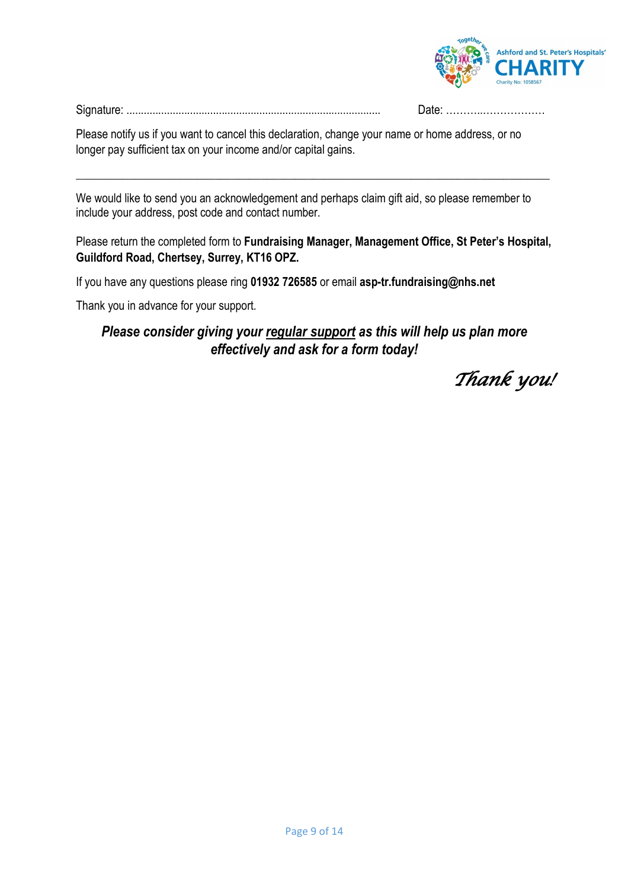Signature: ......................................................................................        Date: ………..………………

Please notify us if you want to cancel this declaration, change your name or home address, or no longer pay sufficient tax on your income and/or capital gains.

---

We would like to send you an acknowledgement and perhaps claim gift aid, so please remember to include your address, post code and contact number.

Please return the completed form to **Fundraising Manager, Management Office, St Peter's Hospital, Guildford Road, Chertsey, Surrey, KT16 OPZ.**

If you have any questions please ring **01932 726585** or email **asp-tr.fundraising@nhs.net**

Thank you in advance for your support.

***Please consider giving your regular support as this will help us plan more effectively and ask for a form today!***

*Thank you!*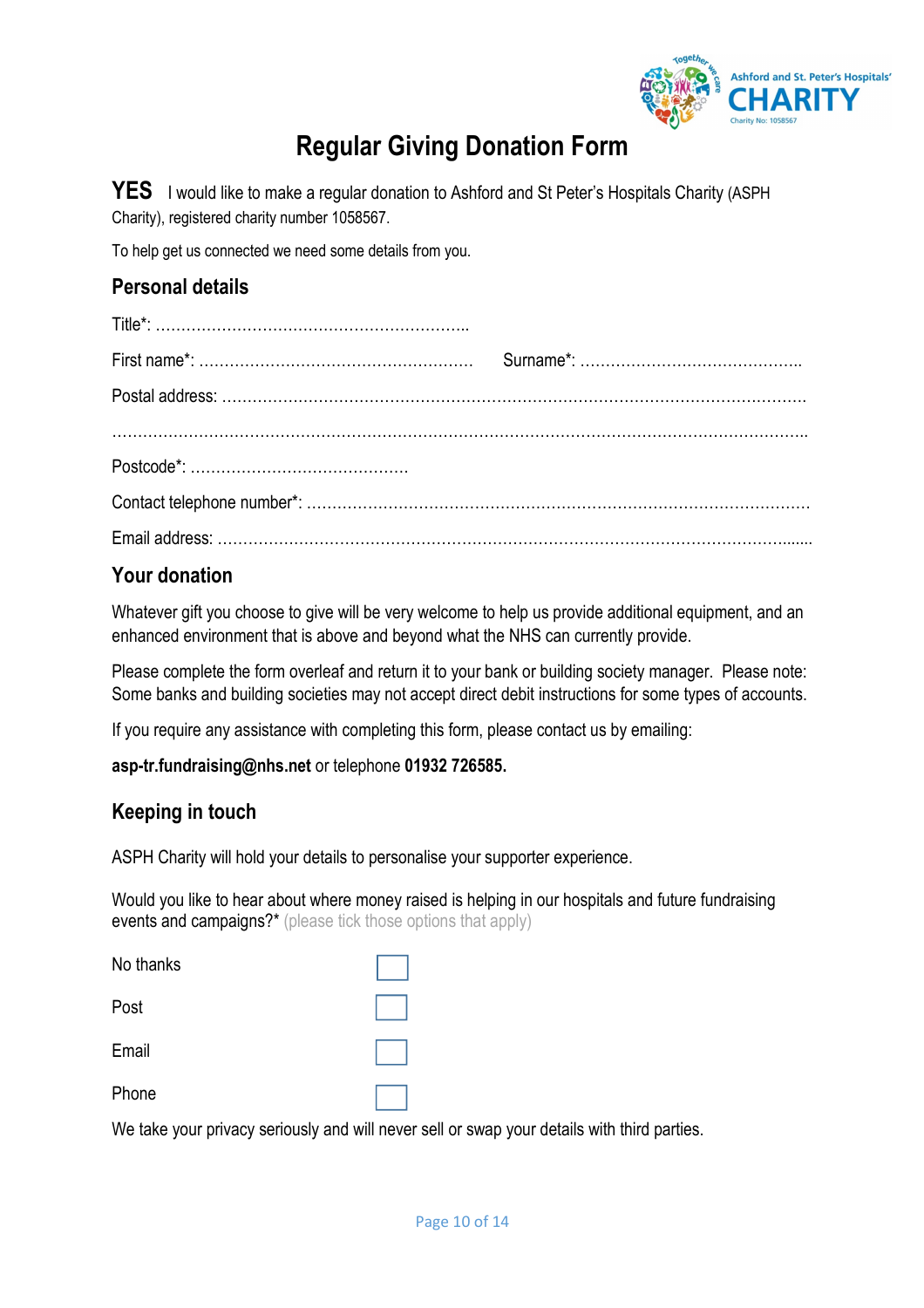Ashford and St. Peter's Hospitals' CHARITY

Charity No: 1058567

# Regular Giving Donation Form

**YES** I would like to make a regular donation to Ashford and St Peter's Hospitals Charity (ASPH Charity), registered charity number 1058567.

To help get us connected we need some details from you.

## Personal details

Title*: …………………………………………………………..

First name*: …………………………………………………… Surname*: ………………………………………..

Postal address: …………………………………………………………………………………………………….

…………………………………………………………………………………………………………………………..

Postcode*: ………………………………………..

Contact telephone number*: …………………………………………………………………………………………

Email address: ……………………………………………………………………………………………………......

## Your donation

Whatever gift you choose to give will be very welcome to help us provide additional equipment, and an enhanced environment that is above and beyond what the NHS can currently provide.

Please complete the form overleaf and return it to your bank or building society manager. Please note: Some banks and building societies may not accept direct debit instructions for some types of accounts.

If you require any assistance with completing this form, please contact us by emailing:

**asp-tr.fundraising@nhs.net** or telephone **01932 726585.**

## Keeping in touch

ASPH Charity will hold your details to personalise your supporter experience.

Would you like to hear about where money raised is helping in our hospitals and future fundraising events and campaigns?* (please tick those options that apply)

No thanks ☐

Post ☐

Email ☐

Phone ☐

We take your privacy seriously and will never sell or swap your details with third parties.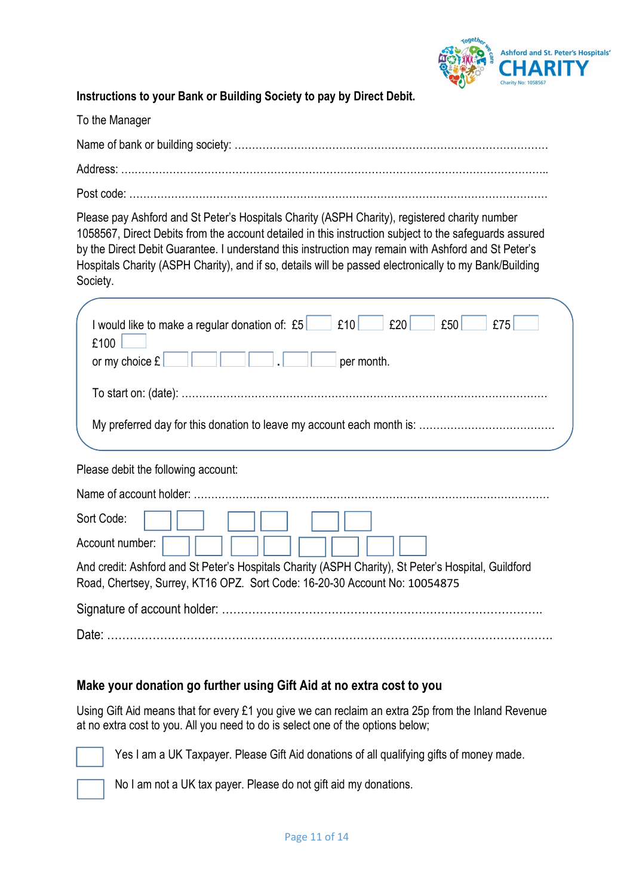Ashford and St. Peter's Hospitals' CHARITY

Charity No: 1058567

**Instructions to your Bank or Building Society to pay by Direct Debit.**

To the Manager

Name of bank or building society: …………………………………………………………………………………

Address: ………………………………………………………………………………………………………………..

Post code: ……………………………………………………………………………………………………………

Please pay Ashford and St Peter's Hospitals Charity (ASPH Charity), registered charity number 1058567, Direct Debits from the account detailed in this instruction subject to the safeguards assured by the Direct Debit Guarantee. I understand this instruction may remain with Ashford and St Peter's Hospitals Charity (ASPH Charity), and if so, details will be passed electronically to my Bank/Building Society.

I would like to make a regular donation of: £5 ☐ £10 ☐ £20 ☐ £50 ☐ £75 ☐ £100 ☐

or my choice £ ☐ ☐ ☐ ☐ . ☐ ☐ per month.

To start on: (date): ……………………………………………………………………………………………

My preferred day for this donation to leave my account each month is: ……………………………………

Please debit the following account:

Name of account holder: ………………………………………………………………………………………

Sort Code: ☐☐ ☐☐ ☐☐

Account number: ☐☐☐☐☐☐☐☐

And credit: Ashford and St Peter's Hospitals Charity (ASPH Charity), St Peter's Hospital, Guildford Road, Chertsey, Surrey, KT16 OPZ. Sort Code: 16-20-30 Account No: 10054875

Signature of account holder: ……………………………………………………………………………

Date: ……………………………………………………………………………………………………………

## Make your donation go further using Gift Aid at no extra cost to you

Using Gift Aid means that for every £1 you give we can reclaim an extra 25p from the Inland Revenue at no extra cost to you. All you need to do is select one of the options below;

☐ Yes I am a UK Taxpayer. Please Gift Aid donations of all qualifying gifts of money made.

☐ No I am not a UK tax payer. Please do not gift aid my donations.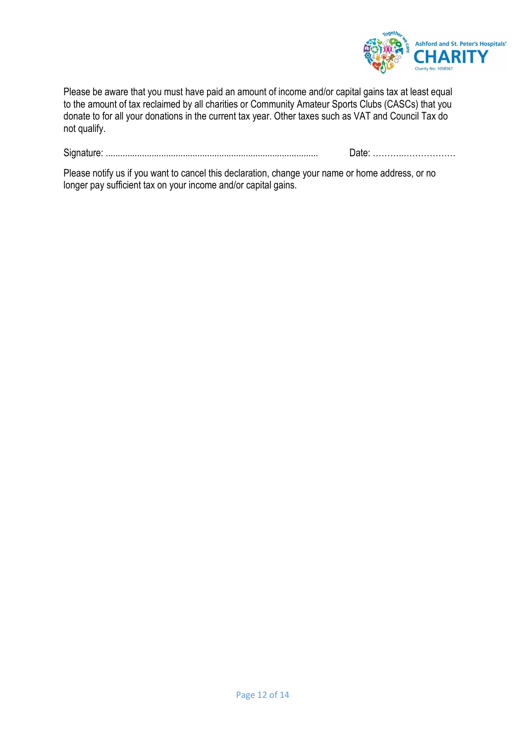Please be aware that you must have paid an amount of income and/or capital gains tax at least equal to the amount of tax reclaimed by all charities or Community Amateur Sports Clubs (CASCs) that you donate to for all your donations in the current tax year. Other taxes such as VAT and Council Tax do not qualify.

Signature: ...................................................................................... Date: ………..………………

Please notify us if you want to cancel this declaration, change your name or home address, or no longer pay sufficient tax on your income and/or capital gains.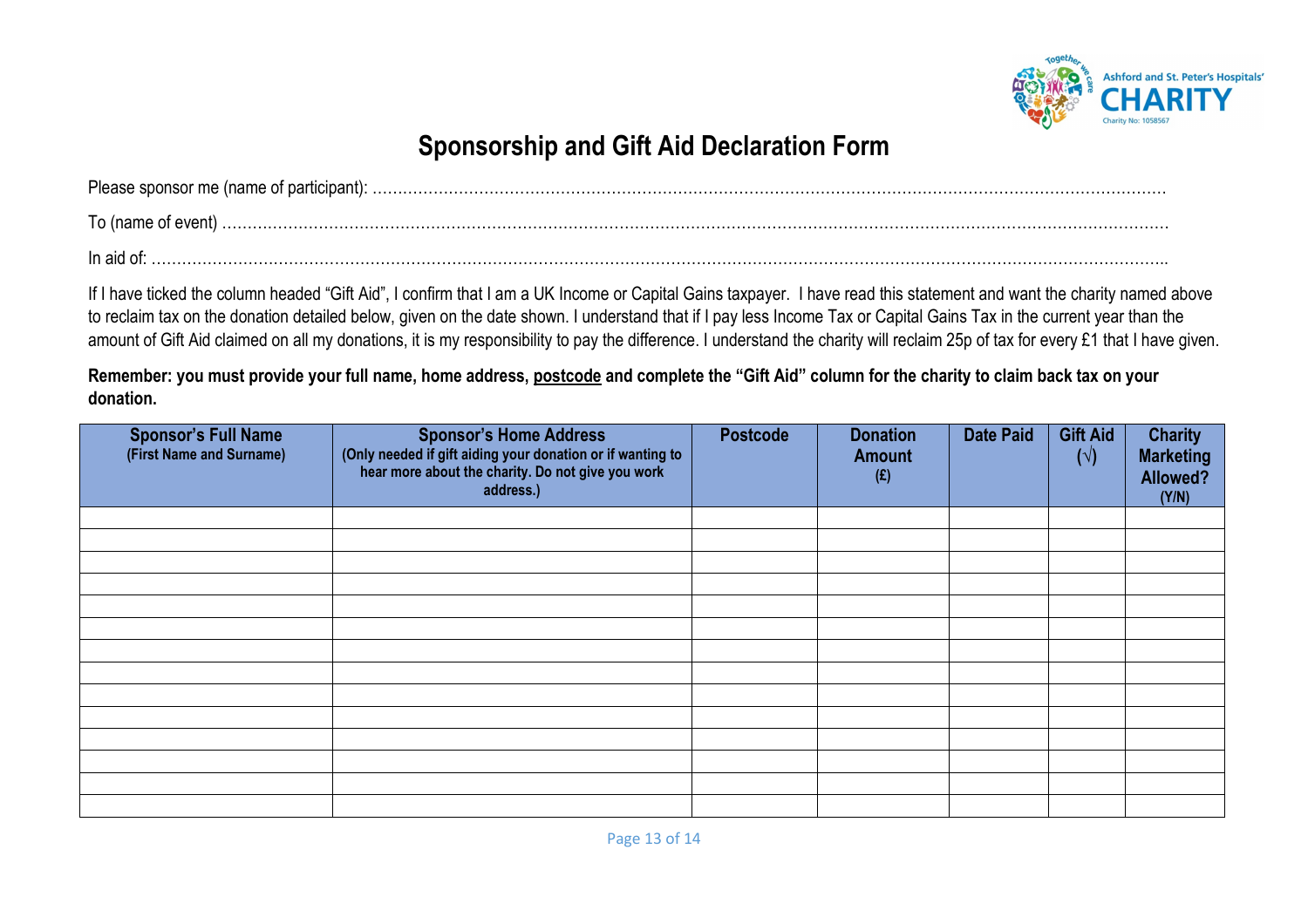Ashford and St. Peter's Hospitals' CHARITY
Charity No: 1058567

# Sponsorship and Gift Aid Declaration Form

Please sponsor me (name of participant): …………………………………………………………………………………………………………………………………………

To (name of event) ……………………………………………………………………………………………………………………………………………………………

In aid of: ……………………………………………………………………………………………………………………………………………………………………..

If I have ticked the column headed "Gift Aid", I confirm that I am a UK Income or Capital Gains taxpayer. I have read this statement and want the charity named above to reclaim tax on the donation detailed below, given on the date shown. I understand that if I pay less Income Tax or Capital Gains Tax in the current year than the amount of Gift Aid claimed on all my donations, it is my responsibility to pay the difference. I understand the charity will reclaim 25p of tax for every £1 that I have given.

**Remember: you must provide your full name, home address, postcode and complete the "Gift Aid" column for the charity to claim back tax on your donation.**

| Sponsor's Full Name (First Name and Surname) | Sponsor's Home Address (Only needed if gift aiding your donation or if wanting to hear more about the charity. Do not give you work address.) | Postcode | Donation Amount (£) | Date Paid | Gift Aid (√) | Charity Marketing Allowed? (Y/N) |
|---|---|---|---|---|---|---|
| | | | | | | |
| | | | | | | |
| | | | | | | |
| | | | | | | |
| | | | | | | |
| | | | | | | |
| | | | | | | |
| | | | | | | |
| | | | | | | |
| | | | | | | |
| | | | | | | |
| | | | | | | |
| | | | | | | |
| | | | | | | |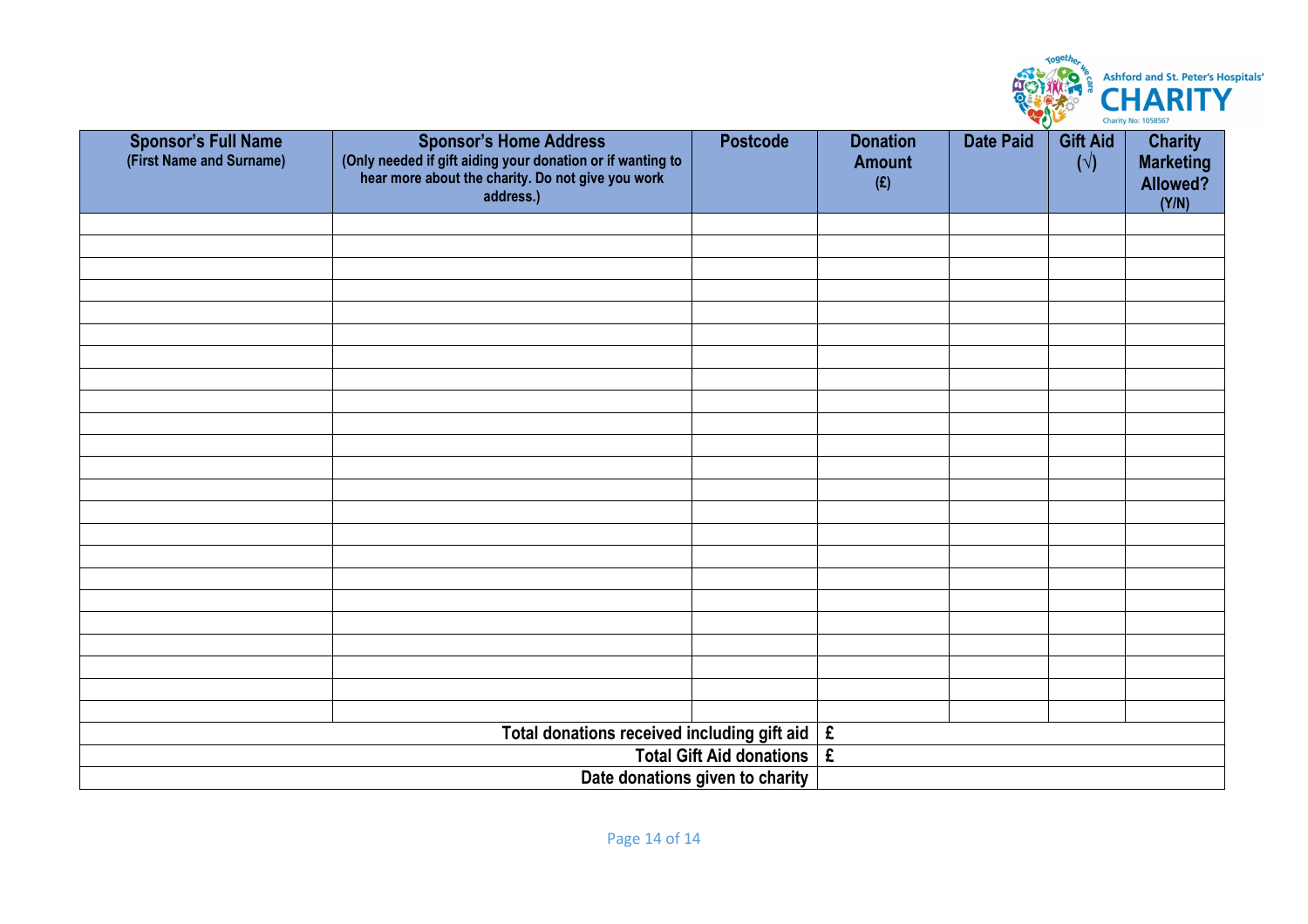Ashford and St. Peter's Hospitals' CHARITY
Charity No: 1058567

| Sponsor's Full Name (First Name and Surname) | Sponsor's Home Address (Only needed if gift aiding your donation or if wanting to hear more about the charity. Do not give you work address.) | Postcode | Donation Amount (£) | Date Paid | Gift Aid (√) | Charity Marketing Allowed? (Y/N) |
|---|---|---|---|---|---|---|
| | | | | | | |
| | | | | | | |
| | | | | | | |
| | | | | | | |
| | | | | | | |
| | | | | | | |
| | | | | | | |
| | | | | | | |
| | | | | | | |
| | | | | | | |
| | | | | | | |
| | | | | | | |
| | | | | | | |
| | | | | | | |
| | | | | | | |
| | | | | | | |
| | | | | | | |
| | | | | | | |
| | | | | | | |
| | | | | | | |
| | | | | | | |
| | | | | | | |
| | | | | | | |
| | | Total donations received including gift aid | £ | | | |
| | | Total Gift Aid donations | £ | | | |
| | | Date donations given to charity | | | | |